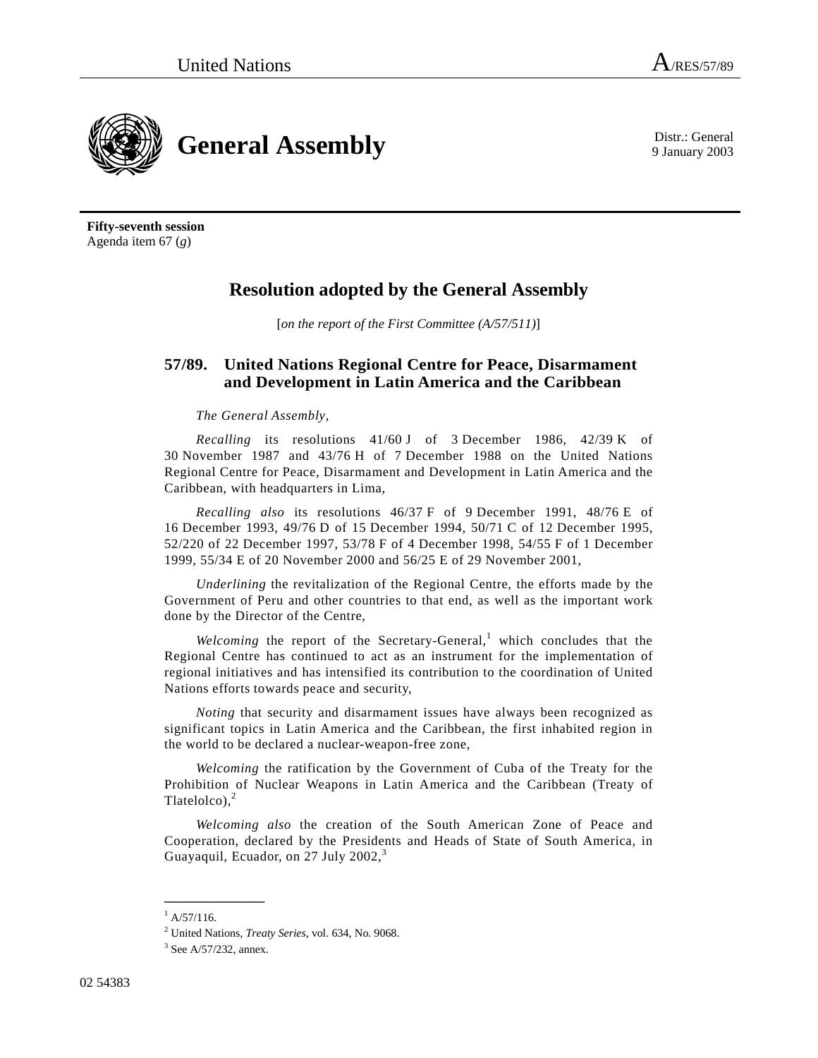United Nations A/RES/57/89

# General Assembly

Distr.: General
9 January 2003

**Fifty-seventh session**
Agenda item 67 (*g*)

## Resolution adopted by the General Assembly

[*on the report of the First Committee (A/57/511)*]

### 57/89. United Nations Regional Centre for Peace, Disarmament and Development in Latin America and the Caribbean

*The General Assembly*,

*Recalling* its resolutions 41/60 J of 3 December 1986, 42/39 K of 30 November 1987 and 43/76 H of 7 December 1988 on the United Nations Regional Centre for Peace, Disarmament and Development in Latin America and the Caribbean, with headquarters in Lima,

*Recalling also* its resolutions 46/37 F of 9 December 1991, 48/76 E of 16 December 1993, 49/76 D of 15 December 1994, 50/71 C of 12 December 1995, 52/220 of 22 December 1997, 53/78 F of 4 December 1998, 54/55 F of 1 December 1999, 55/34 E of 20 November 2000 and 56/25 E of 29 November 2001,

*Underlining* the revitalization of the Regional Centre, the efforts made by the Government of Peru and other countries to that end, as well as the important work done by the Director of the Centre,

*Welcoming* the report of the Secretary-General,[1] which concludes that the Regional Centre has continued to act as an instrument for the implementation of regional initiatives and has intensified its contribution to the coordination of United Nations efforts towards peace and security,

*Noting* that security and disarmament issues have always been recognized as significant topics in Latin America and the Caribbean, the first inhabited region in the world to be declared a nuclear-weapon-free zone,

*Welcoming* the ratification by the Government of Cuba of the Treaty for the Prohibition of Nuclear Weapons in Latin America and the Caribbean (Treaty of Tlatelolco),[2]

*Welcoming also* the creation of the South American Zone of Peace and Cooperation, declared by the Presidents and Heads of State of South America, in Guayaquil, Ecuador, on 27 July 2002,[3]

---

[1] A/57/116.

[2] United Nations, *Treaty Series*, vol. 634, No. 9068.

[3] See A/57/232, annex.

02 54383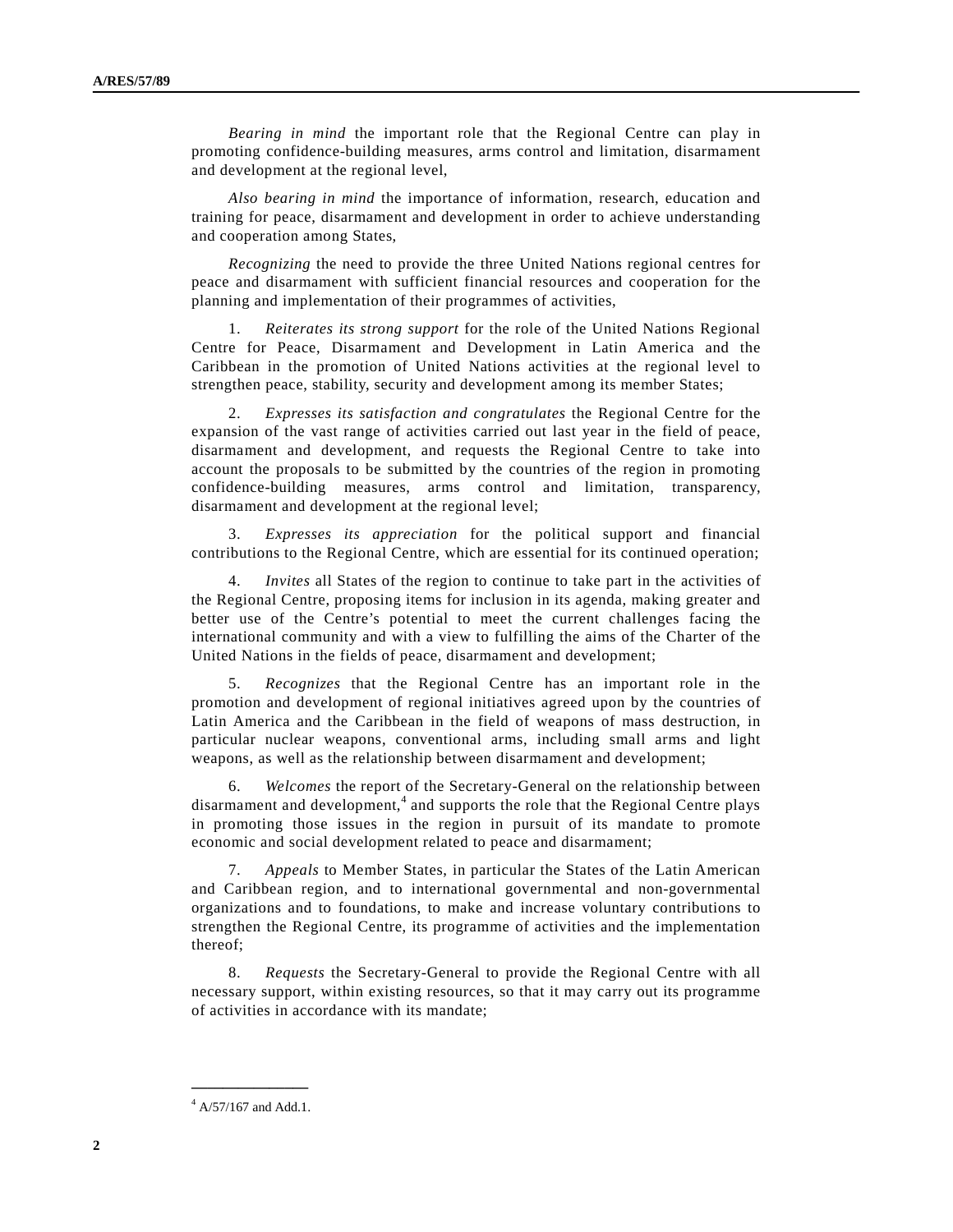*Bearing in mind* the important role that the Regional Centre can play in promoting confidence-building measures, arms control and limitation, disarmament and development at the regional level,

*Also bearing in mind* the importance of information, research, education and training for peace, disarmament and development in order to achieve understanding and cooperation among States,

*Recognizing* the need to provide the three United Nations regional centres for peace and disarmament with sufficient financial resources and cooperation for the planning and implementation of their programmes of activities,

1. *Reiterates its strong support* for the role of the United Nations Regional Centre for Peace, Disarmament and Development in Latin America and the Caribbean in the promotion of United Nations activities at the regional level to strengthen peace, stability, security and development among its member States;

2. *Expresses its satisfaction and congratulates* the Regional Centre for the expansion of the vast range of activities carried out last year in the field of peace, disarmament and development, and requests the Regional Centre to take into account the proposals to be submitted by the countries of the region in promoting confidence-building measures, arms control and limitation, transparency, disarmament and development at the regional level;

3. *Expresses its appreciation* for the political support and financial contributions to the Regional Centre, which are essential for its continued operation;

4. *Invites* all States of the region to continue to take part in the activities of the Regional Centre, proposing items for inclusion in its agenda, making greater and better use of the Centre's potential to meet the current challenges facing the international community and with a view to fulfilling the aims of the Charter of the United Nations in the fields of peace, disarmament and development;

5. *Recognizes* that the Regional Centre has an important role in the promotion and development of regional initiatives agreed upon by the countries of Latin America and the Caribbean in the field of weapons of mass destruction, in particular nuclear weapons, conventional arms, including small arms and light weapons, as well as the relationship between disarmament and development;

6. *Welcomes* the report of the Secretary-General on the relationship between disarmament and development,[4] and supports the role that the Regional Centre plays in promoting those issues in the region in pursuit of its mandate to promote economic and social development related to peace and disarmament;

7. *Appeals* to Member States, in particular the States of the Latin American and Caribbean region, and to international governmental and non-governmental organizations and to foundations, to make and increase voluntary contributions to strengthen the Regional Centre, its programme of activities and the implementation thereof;

8. *Requests* the Secretary-General to provide the Regional Centre with all necessary support, within existing resources, so that it may carry out its programme of activities in accordance with its mandate;

---

[4] A/57/167 and Add.1.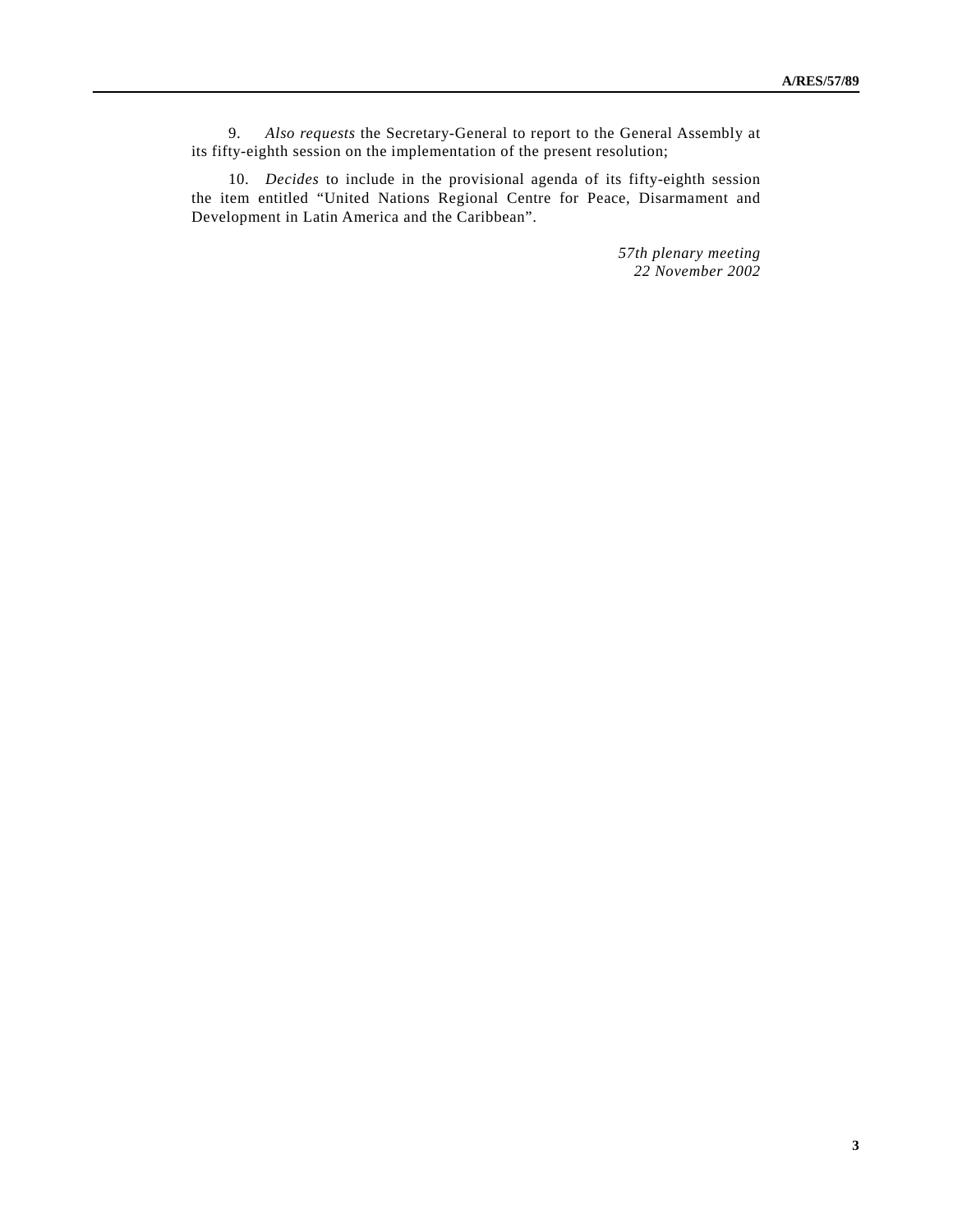9. *Also requests* the Secretary-General to report to the General Assembly at its fifty-eighth session on the implementation of the present resolution;

10. *Decides* to include in the provisional agenda of its fifty-eighth session the item entitled "United Nations Regional Centre for Peace, Disarmament and Development in Latin America and the Caribbean".

*57th plenary meeting*
*22 November 2002*